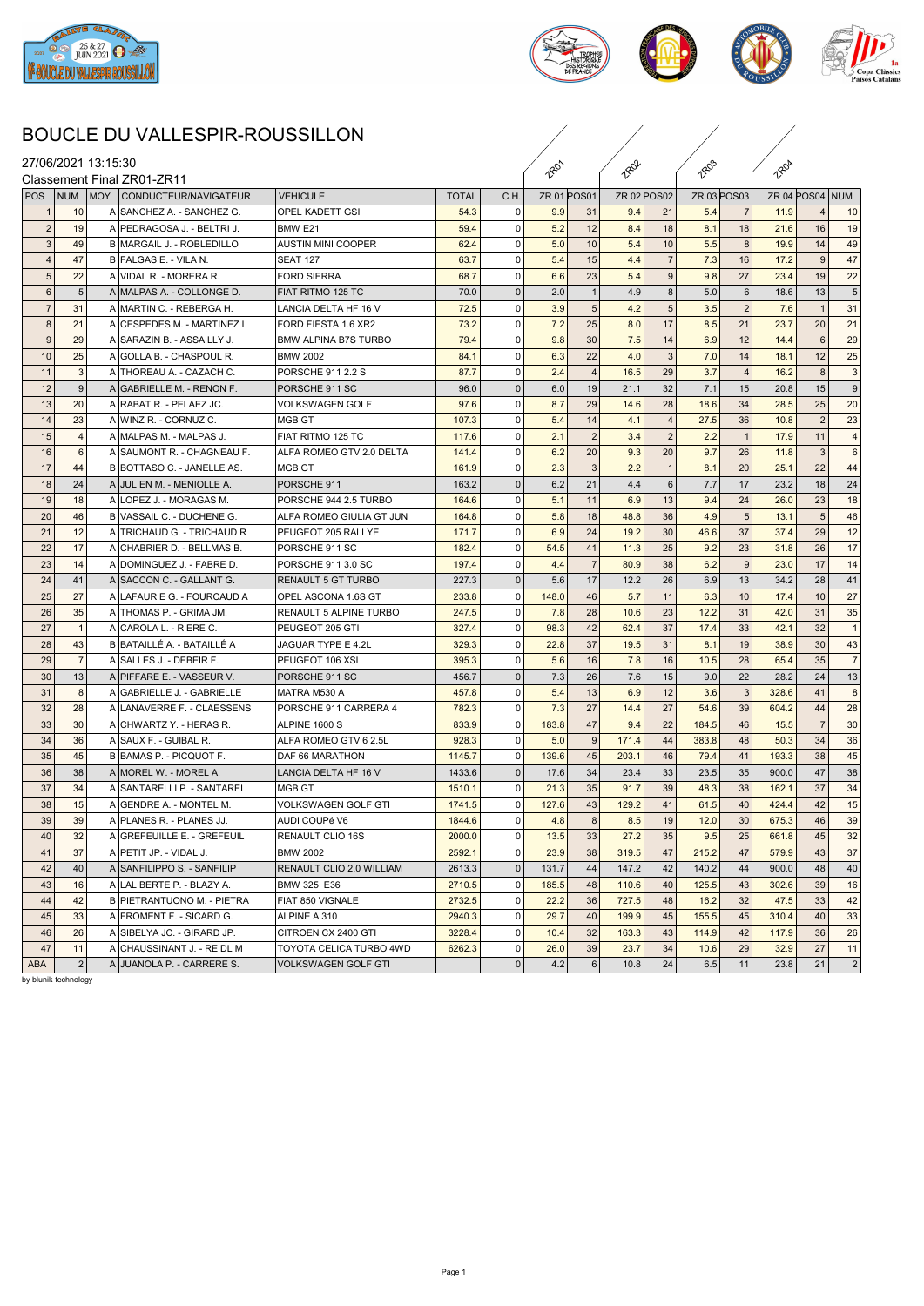# BOUCLE DU VALLESPIR-ROUSSILLON

27/06/2021 13:15:30

Classement Final ZR01-ZR11

| POS | NUM | MOY | CONDUCTEUR/NAVIGATEUR | VEHICULE | TOTAL | C.H. | ZR 01 | POS01 | ZR 02 | POS02 | ZR 03 | POS03 | ZR 04 | POS04 | NUM |
|---|---|---|---|---|---|---|---|---|---|---|---|---|---|---|---|
| 1 | 10 | A | SANCHEZ A. - SANCHEZ G. | OPEL KADETT GSI | 54.3 | 0 | 9.9 | 31 | 9.4 | 21 | 5.4 | 7 | 11.9 | 4 | 10 |
| 2 | 19 | A | PEDRAGOSA J. - BELTRI J. | BMW E21 | 59.4 | 0 | 5.2 | 12 | 8.4 | 18 | 8.1 | 18 | 21.6 | 16 | 19 |
| 3 | 49 | B | MARGAIL J. - ROBLEDILLO | AUSTIN MINI COOPER | 62.4 | 0 | 5.0 | 10 | 5.4 | 10 | 5.5 | 8 | 19.9 | 14 | 49 |
| 4 | 47 | B | FALGAS E. - VILA N. | SEAT 127 | 63.7 | 0 | 5.4 | 15 | 4.4 | 7 | 7.3 | 16 | 17.2 | 9 | 47 |
| 5 | 22 | A | VIDAL R. - MORERA R. | FORD SIERRA | 68.7 | 0 | 6.6 | 23 | 5.4 | 9 | 9.8 | 27 | 23.4 | 19 | 22 |
| 6 | 5 | A | MALPAS A. - COLLONGE D. | FIAT RITMO 125 TC | 70.0 | 0 | 2.0 | 1 | 4.9 | 8 | 5.0 | 6 | 18.6 | 13 | 5 |
| 7 | 31 | A | MARTIN C. - REBERGA H. | LANCIA DELTA HF 16 V | 72.5 | 0 | 3.9 | 5 | 4.2 | 5 | 3.5 | 2 | 7.6 | 1 | 31 |
| 8 | 21 | A | CESPEDES M. - MARTINEZ I | FORD FIESTA 1.6 XR2 | 73.2 | 0 | 7.2 | 25 | 8.0 | 17 | 8.5 | 21 | 23.7 | 20 | 21 |
| 9 | 29 | A | SARAZIN B. - ASSAILLY J. | BMW ALPINA B7S TURBO | 79.4 | 0 | 9.8 | 30 | 7.5 | 14 | 6.9 | 12 | 14.4 | 6 | 29 |
| 10 | 25 | A | GOLLA B. - CHASPOUL R. | BMW 2002 | 84.1 | 0 | 6.3 | 22 | 4.0 | 3 | 7.0 | 14 | 18.1 | 12 | 25 |
| 11 | 3 | A | THOREAU A. - CAZACH C. | PORSCHE 911 2.2 S | 87.7 | 0 | 2.4 | 4 | 16.5 | 29 | 3.7 | 4 | 16.2 | 8 | 3 |
| 12 | 9 | A | GABRIELLE M. - RENON F. | PORSCHE 911 SC | 96.0 | 0 | 6.0 | 19 | 21.1 | 32 | 7.1 | 15 | 20.8 | 15 | 9 |
| 13 | 20 | A | RABAT R. - PELAEZ JC. | VOLKSWAGEN GOLF | 97.6 | 0 | 8.7 | 29 | 14.6 | 28 | 18.6 | 34 | 28.5 | 25 | 20 |
| 14 | 23 | A | WINZ R. - CORNUZ C. | MGB GT | 107.3 | 0 | 5.4 | 14 | 4.1 | 4 | 27.5 | 36 | 10.8 | 2 | 23 |
| 15 | 4 | A | MALPAS M. - MALPAS J. | FIAT RITMO 125 TC | 117.6 | 0 | 2.1 | 2 | 3.4 | 2 | 2.2 | 1 | 17.9 | 11 | 4 |
| 16 | 6 | A | SAUMONT R. - CHAGNEAU F. | ALFA ROMEO GTV 2.0 DELTA | 141.4 | 0 | 6.2 | 20 | 9.3 | 20 | 9.7 | 26 | 11.8 | 3 | 6 |
| 17 | 44 | B | BOTTASO C. - JANELLE AS. | MGB GT | 161.9 | 0 | 2.3 | 3 | 2.2 | 1 | 8.1 | 20 | 25.1 | 22 | 44 |
| 18 | 24 | A | JULIEN M. - MENIOLLE A. | PORSCHE 911 | 163.2 | 0 | 6.2 | 21 | 4.4 | 6 | 7.7 | 17 | 23.2 | 18 | 24 |
| 19 | 18 | A | LOPEZ J. - MORAGAS M. | PORSCHE 944 2.5 TURBO | 164.6 | 0 | 5.1 | 11 | 6.9 | 13 | 9.4 | 24 | 26.0 | 23 | 18 |
| 20 | 46 | B | VASSAIL C. - DUCHENE G. | ALFA ROMEO GIULIA GT JUN | 164.8 | 0 | 5.8 | 18 | 48.8 | 36 | 4.9 | 5 | 13.1 | 5 | 46 |
| 21 | 12 | A | TRICHAUD G. - TRICHAUD R | PEUGEOT 205 RALLYE | 171.7 | 0 | 6.9 | 24 | 19.2 | 30 | 46.6 | 37 | 37.4 | 29 | 12 |
| 22 | 17 | A | CHABRIER D. - BELLMAS B. | PORSCHE 911 SC | 182.4 | 0 | 54.5 | 41 | 11.3 | 25 | 9.2 | 23 | 31.8 | 26 | 17 |
| 23 | 14 | A | DOMINGUEZ J. - FABRE D. | PORSCHE 911 3.0 SC | 197.4 | 0 | 4.4 | 7 | 80.9 | 38 | 6.2 | 9 | 23.0 | 17 | 14 |
| 24 | 41 | A | SACCON C. - GALLANT G. | RENAULT 5 GT TURBO | 227.3 | 0 | 5.6 | 17 | 12.2 | 26 | 6.9 | 13 | 34.2 | 28 | 41 |
| 25 | 27 | A | LAFAURIE G. - FOURCAUD A | OPEL ASCONA 1.6S GT | 233.8 | 0 | 148.0 | 46 | 5.7 | 11 | 6.3 | 10 | 17.4 | 10 | 27 |
| 26 | 35 | A | THOMAS P. - GRIMA JM. | RENAULT 5 ALPINE TURBO | 247.5 | 0 | 7.8 | 28 | 10.6 | 23 | 12.2 | 31 | 42.0 | 31 | 35 |
| 27 | 1 | A | CAROLA L. - RIERE C. | PEUGEOT 205 GTI | 327.4 | 0 | 98.3 | 42 | 62.4 | 37 | 17.4 | 33 | 42.1 | 32 | 1 |
| 28 | 43 | B | BATAILLÉ A. - BATAILLÉ A | JAGUAR TYPE E 4.2L | 329.3 | 0 | 22.8 | 37 | 19.5 | 31 | 8.1 | 19 | 38.9 | 30 | 43 |
| 29 | 7 | A | SALLES J. - DEBEIR F. | PEUGEOT 106 XSI | 395.3 | 0 | 5.6 | 16 | 7.8 | 16 | 10.5 | 28 | 65.4 | 35 | 7 |
| 30 | 13 | A | PIFFARE E. - VASSEUR V. | PORSCHE 911 SC | 456.7 | 0 | 7.3 | 26 | 7.6 | 15 | 9.0 | 22 | 28.2 | 24 | 13 |
| 31 | 8 | A | GABRIELLE J. - GABRIELLE | MATRA M530 A | 457.8 | 0 | 5.4 | 13 | 6.9 | 12 | 3.6 | 3 | 328.6 | 41 | 8 |
| 32 | 28 | A | LANAVERRE F. - CLAESSENS | PORSCHE 911 CARRERA 4 | 782.3 | 0 | 7.3 | 27 | 14.4 | 27 | 54.6 | 39 | 604.2 | 44 | 28 |
| 33 | 30 | A | CHWARTZ Y. - HERAS R. | ALPINE 1600 S | 833.9 | 0 | 183.8 | 47 | 9.4 | 22 | 184.5 | 46 | 15.5 | 7 | 30 |
| 34 | 36 | A | SAUX F. - GUIBAL R. | ALFA ROMEO GTV 6 2.5L | 928.3 | 0 | 5.0 | 9 | 171.4 | 44 | 383.8 | 48 | 50.3 | 34 | 36 |
| 35 | 45 | B | BAMAS P. - PICQUOT F. | DAF 66 MARATHON | 1145.7 | 0 | 139.6 | 45 | 203.1 | 46 | 79.4 | 41 | 193.3 | 38 | 45 |
| 36 | 38 | A | MOREL W. - MOREL A. | LANCIA DELTA HF 16 V | 1433.6 | 0 | 17.6 | 34 | 23.4 | 33 | 23.5 | 35 | 900.0 | 47 | 38 |
| 37 | 34 | A | SANTARELLI P. - SANTAREL | MGB GT | 1510.1 | 0 | 21.3 | 35 | 91.7 | 39 | 48.3 | 38 | 162.1 | 37 | 34 |
| 38 | 15 | A | GENDRE A. - MONTEL M. | VOLKSWAGEN GOLF GTI | 1741.5 | 0 | 127.6 | 43 | 129.2 | 41 | 61.5 | 40 | 424.4 | 42 | 15 |
| 39 | 39 | A | PLANES R. - PLANES JJ. | AUDI COUPé V6 | 1844.6 | 0 | 4.8 | 8 | 8.5 | 19 | 12.0 | 30 | 675.3 | 46 | 39 |
| 40 | 32 | A | GREFEUILLE E. - GREFEUIL | RENAULT CLIO 16S | 2000.0 | 0 | 13.5 | 33 | 27.2 | 35 | 9.5 | 25 | 661.8 | 45 | 32 |
| 41 | 37 | A | PETIT JP. - VIDAL J. | BMW 2002 | 2592.1 | 0 | 23.9 | 38 | 319.5 | 47 | 215.2 | 47 | 579.9 | 43 | 37 |
| 42 | 40 | A | SANFILIPPO S. - SANFILIP | RENAULT CLIO 2.0 WILLIAM | 2613.3 | 0 | 131.7 | 44 | 147.2 | 42 | 140.2 | 44 | 900.0 | 48 | 40 |
| 43 | 16 | A | LALIBERTE P. - BLAZY A. | BMW 325I E36 | 2710.5 | 0 | 185.5 | 48 | 110.6 | 40 | 125.5 | 43 | 302.6 | 39 | 16 |
| 44 | 42 | B | PIETRANTUONO M. - PIETRA | FIAT 850 VIGNALE | 2732.5 | 0 | 22.2 | 36 | 727.5 | 48 | 16.2 | 32 | 47.5 | 33 | 42 |
| 45 | 33 | A | FROMENT F. - SICARD G. | ALPINE A 310 | 2940.3 | 0 | 29.7 | 40 | 199.9 | 45 | 155.5 | 45 | 310.4 | 40 | 33 |
| 46 | 26 | A | SIBELYA JC. - GIRARD JP. | CITROEN CX 2400 GTI | 3228.4 | 0 | 10.4 | 32 | 163.3 | 43 | 114.9 | 42 | 117.9 | 36 | 26 |
| 47 | 11 | A | CHAUSSINANT J. - REIDL M | TOYOTA CELICA TURBO 4WD | 6262.3 | 0 | 26.0 | 39 | 23.7 | 34 | 10.6 | 29 | 32.9 | 27 | 11 |
| ABA | 2 | A | JUANOLA P. - CARRERE S. | VOLKSWAGEN GOLF GTI | | 0 | 4.2 | 6 | 10.8 | 24 | 6.5 | 11 | 23.8 | 21 | 2 |

by blunik technology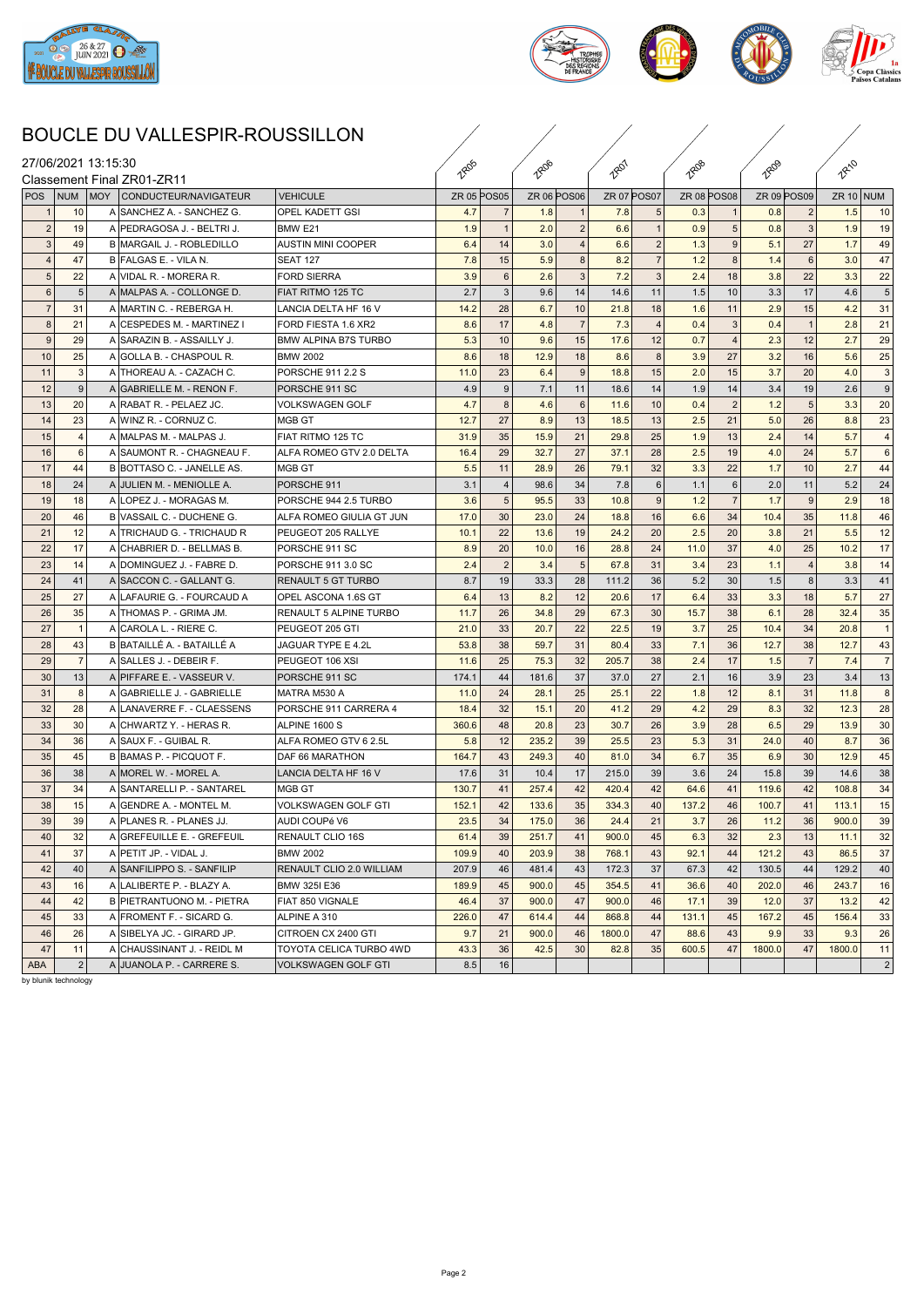# BOUCLE DU VALLESPIR-ROUSSILLON

27/06/2021 13:15:30

Classement Final ZR01-ZR11

| POS | NUM | MOY | CONDUCTEUR/NAVIGATEUR | VEHICULE | ZR 05 | POS05 | ZR 06 | POS06 | ZR 07 | POS07 | ZR 08 | POS08 | ZR 09 | POS09 | ZR 10 | NUM |
|---|---|---|---|---|---|---|---|---|---|---|---|---|---|---|---|---|
| 1 | 10 | A | SANCHEZ A. - SANCHEZ G. | OPEL KADETT GSI | 4.7 | 7 | 1.8 | 1 | 7.8 | 5 | 0.3 | 1 | 0.8 | 2 | 1.5 | 10 |
| 2 | 19 | A | PEDRAGOSA J. - BELTRI J. | BMW E21 | 1.9 | 1 | 2.0 | 2 | 6.6 | 1 | 0.9 | 5 | 0.8 | 3 | 1.9 | 19 |
| 3 | 49 | B | MARGAIL J. - ROBLEDILLO | AUSTIN MINI COOPER | 6.4 | 14 | 3.0 | 4 | 6.6 | 2 | 1.3 | 9 | 5.1 | 27 | 1.7 | 49 |
| 4 | 47 | B | FALGAS E. - VILA N. | SEAT 127 | 7.8 | 15 | 5.9 | 8 | 8.2 | 7 | 1.2 | 8 | 1.4 | 6 | 3.0 | 47 |
| 5 | 22 | A | VIDAL R. - MORERA R. | FORD SIERRA | 3.9 | 6 | 2.6 | 3 | 7.2 | 3 | 2.4 | 18 | 3.8 | 22 | 3.3 | 22 |
| 6 | 5 | A | MALPAS A. - COLLONGE D. | FIAT RITMO 125 TC | 2.7 | 3 | 9.6 | 14 | 14.6 | 11 | 1.5 | 10 | 3.3 | 17 | 4.6 | 5 |
| 7 | 31 | A | MARTIN C. - REBERGA H. | LANCIA DELTA HF 16 V | 14.2 | 28 | 6.7 | 10 | 21.8 | 18 | 1.6 | 11 | 2.9 | 15 | 4.2 | 31 |
| 8 | 21 | A | CESPEDES M. - MARTINEZ I | FORD FIESTA 1.6 XR2 | 8.6 | 17 | 4.8 | 7 | 7.3 | 4 | 0.4 | 3 | 0.4 | 1 | 2.8 | 21 |
| 9 | 29 | A | SARAZIN B. - ASSAILLY J. | BMW ALPINA B7S TURBO | 5.3 | 10 | 9.6 | 15 | 17.6 | 12 | 0.7 | 4 | 2.3 | 12 | 2.7 | 29 |
| 10 | 25 | A | GOLLA B. - CHASPOUL R. | BMW 2002 | 8.6 | 18 | 12.9 | 18 | 8.6 | 8 | 3.9 | 27 | 3.2 | 16 | 5.6 | 25 |
| 11 | 3 | A | THOREAU A. - CAZACH C. | PORSCHE 911 2.2 S | 11.0 | 23 | 6.4 | 9 | 18.8 | 15 | 2.0 | 15 | 3.7 | 20 | 4.0 | 3 |
| 12 | 9 | A | GABRIELLE M. - RENON F. | PORSCHE 911 SC | 4.9 | 9 | 7.1 | 11 | 18.6 | 14 | 1.9 | 14 | 3.4 | 19 | 2.6 | 9 |
| 13 | 20 | A | RABAT R. - PELAEZ JC. | VOLKSWAGEN GOLF | 4.7 | 8 | 4.6 | 6 | 11.6 | 10 | 0.4 | 2 | 1.2 | 5 | 3.3 | 20 |
| 14 | 23 | A | WINZ R. - CORNUZ C. | MGB GT | 12.7 | 27 | 8.9 | 13 | 18.5 | 13 | 2.5 | 21 | 5.0 | 26 | 8.8 | 23 |
| 15 | 4 | A | MALPAS M. - MALPAS J. | FIAT RITMO 125 TC | 31.9 | 35 | 15.9 | 21 | 29.8 | 25 | 1.9 | 13 | 2.4 | 14 | 5.7 | 4 |
| 16 | 6 | A | SAUMONT R. - CHAGNEAU F. | ALFA ROMEO GTV 2.0 DELTA | 16.4 | 29 | 32.7 | 27 | 37.1 | 28 | 2.5 | 19 | 4.0 | 24 | 5.7 | 6 |
| 17 | 44 | B | BOTTASO C. - JANELLE AS. | MGB GT | 5.5 | 11 | 28.9 | 26 | 79.1 | 32 | 3.3 | 22 | 1.7 | 10 | 2.7 | 44 |
| 18 | 24 | A | JULIEN M. - MENIOLLE A. | PORSCHE 911 | 3.1 | 4 | 98.6 | 34 | 7.8 | 6 | 1.1 | 6 | 2.0 | 11 | 5.2 | 24 |
| 19 | 18 | A | LOPEZ J. - MORAGAS M. | PORSCHE 944 2.5 TURBO | 3.6 | 5 | 95.5 | 33 | 10.8 | 9 | 1.2 | 7 | 1.7 | 9 | 2.9 | 18 |
| 20 | 46 | B | VASSAIL C. - DUCHENE G. | ALFA ROMEO GIULIA GT JUN | 17.0 | 30 | 23.0 | 24 | 18.8 | 16 | 6.6 | 34 | 10.4 | 35 | 11.8 | 46 |
| 21 | 12 | A | TRICHAUD G. - TRICHAUD R | PEUGEOT 205 RALLYE | 10.1 | 22 | 13.6 | 19 | 24.2 | 20 | 2.5 | 20 | 3.8 | 21 | 5.5 | 12 |
| 22 | 17 | A | CHABRIER D. - BELLMAS B. | PORSCHE 911 SC | 8.9 | 20 | 10.0 | 16 | 28.8 | 24 | 11.0 | 37 | 4.0 | 25 | 10.2 | 17 |
| 23 | 14 | A | DOMINGUEZ J. - FABRE D. | PORSCHE 911 3.0 SC | 2.4 | 2 | 3.4 | 5 | 67.8 | 31 | 3.4 | 23 | 1.1 | 4 | 3.8 | 14 |
| 24 | 41 | A | SACCON C. - GALLANT G. | RENAULT 5 GT TURBO | 8.7 | 19 | 33.3 | 28 | 111.2 | 36 | 5.2 | 30 | 1.5 | 8 | 3.3 | 41 |
| 25 | 27 | A | LAFAURIE G. - FOURCAUD A | OPEL ASCONA 1.6S GT | 6.4 | 13 | 8.2 | 12 | 20.6 | 17 | 6.4 | 33 | 3.3 | 18 | 5.7 | 27 |
| 26 | 35 | A | THOMAS P. - GRIMA JM. | RENAULT 5 ALPINE TURBO | 11.7 | 26 | 34.8 | 29 | 67.3 | 30 | 15.7 | 38 | 6.1 | 28 | 32.4 | 35 |
| 27 | 1 | A | CAROLA L. - RIERE C. | PEUGEOT 205 GTI | 21.0 | 33 | 20.7 | 22 | 22.5 | 19 | 3.7 | 25 | 10.4 | 34 | 20.8 | 1 |
| 28 | 43 | B | BATAILLÉ A. - BATAILLÉ A | JAGUAR TYPE E 4.2L | 53.8 | 38 | 59.7 | 31 | 80.4 | 33 | 7.1 | 36 | 12.7 | 38 | 12.7 | 43 |
| 29 | 7 | A | SALLES J. - DEBEIR F. | PEUGEOT 106 XSI | 11.6 | 25 | 75.3 | 32 | 205.7 | 38 | 2.4 | 17 | 1.5 | 7 | 7.4 | 7 |
| 30 | 13 | A | PIFFARE E. - VASSEUR V. | PORSCHE 911 SC | 174.1 | 44 | 181.6 | 37 | 37.0 | 27 | 2.1 | 16 | 3.9 | 23 | 3.4 | 13 |
| 31 | 8 | A | GABRIELLE J. - GABRIELLE | MATRA M530 A | 11.0 | 24 | 28.1 | 25 | 25.1 | 22 | 1.8 | 12 | 8.1 | 31 | 11.8 | 8 |
| 32 | 28 | A | LANAVERRE F. - CLAESSENS | PORSCHE 911 CARRERA 4 | 18.4 | 32 | 15.1 | 20 | 41.2 | 29 | 4.2 | 29 | 8.3 | 32 | 12.3 | 28 |
| 33 | 30 | A | CHWARTZ Y. - HERAS R. | ALPINE 1600 S | 360.6 | 48 | 20.8 | 23 | 30.7 | 26 | 3.9 | 28 | 6.5 | 29 | 13.9 | 30 |
| 34 | 36 | A | SAUX F. - GUIBAL R. | ALFA ROMEO GTV 6 2.5L | 5.8 | 12 | 235.2 | 39 | 25.5 | 23 | 5.3 | 31 | 24.0 | 40 | 8.7 | 36 |
| 35 | 45 | B | BAMAS P. - PICQUOT F. | DAF 66 MARATHON | 164.7 | 43 | 249.3 | 40 | 81.0 | 34 | 6.7 | 35 | 6.9 | 30 | 12.9 | 45 |
| 36 | 38 | A | MOREL W. - MOREL A. | LANCIA DELTA HF 16 V | 17.6 | 31 | 10.4 | 17 | 215.0 | 39 | 3.6 | 24 | 15.8 | 39 | 14.6 | 38 |
| 37 | 34 | A | SANTARELLI P. - SANTAREL | MGB GT | 130.7 | 41 | 257.4 | 42 | 420.4 | 42 | 64.6 | 41 | 119.6 | 42 | 108.8 | 34 |
| 38 | 15 | A | GENDRE A. - MONTEL M. | VOLKSWAGEN GOLF GTI | 152.1 | 42 | 133.6 | 35 | 334.3 | 40 | 137.2 | 46 | 100.7 | 41 | 113.1 | 15 |
| 39 | 39 | A | PLANES R. - PLANES JJ. | AUDI COUPé V6 | 23.5 | 34 | 175.0 | 36 | 24.4 | 21 | 3.7 | 26 | 11.2 | 36 | 900.0 | 39 |
| 40 | 32 | A | GREFEUILLE E. - GREFEUIL | RENAULT CLIO 16S | 61.4 | 39 | 251.7 | 41 | 900.0 | 45 | 6.3 | 32 | 2.3 | 13 | 11.1 | 32 |
| 41 | 37 | A | PETIT JP. - VIDAL J. | BMW 2002 | 109.9 | 40 | 203.9 | 38 | 768.1 | 43 | 92.1 | 44 | 121.2 | 43 | 86.5 | 37 |
| 42 | 40 | A | SANFILIPPO S. - SANFILIP | RENAULT CLIO 2.0 WILLIAM | 207.9 | 46 | 481.4 | 43 | 172.3 | 37 | 67.3 | 42 | 130.5 | 44 | 129.2 | 40 |
| 43 | 16 | A | LALIBERTE P. - BLAZY A. | BMW 325I E36 | 189.9 | 45 | 900.0 | 45 | 354.5 | 41 | 36.6 | 40 | 202.0 | 46 | 243.7 | 16 |
| 44 | 42 | B | PIETRANTUONO M. - PIETRA | FIAT 850 VIGNALE | 46.4 | 37 | 900.0 | 47 | 900.0 | 46 | 17.1 | 39 | 12.0 | 37 | 13.2 | 42 |
| 45 | 33 | A | FROMENT F. - SICARD G. | ALPINE A 310 | 226.0 | 47 | 614.4 | 44 | 868.8 | 44 | 131.1 | 45 | 167.2 | 45 | 156.4 | 33 |
| 46 | 26 | A | SIBELYA JC. - GIRARD JP. | CITROEN CX 2400 GTI | 9.7 | 21 | 900.0 | 46 | 1800.0 | 47 | 88.6 | 43 | 9.9 | 33 | 9.3 | 26 |
| 47 | 11 | A | CHAUSSINANT J. - REIDL M | TOYOTA CELICA TURBO 4WD | 43.3 | 36 | 42.5 | 30 | 82.8 | 35 | 600.5 | 47 | 1800.0 | 47 | 1800.0 | 11 |
| ABA | 2 | A | JUANOLA P. - CARRERE S. | VOLKSWAGEN GOLF GTI | 8.5 | 16 | | | | | | | | | | 2 |

by blunik technology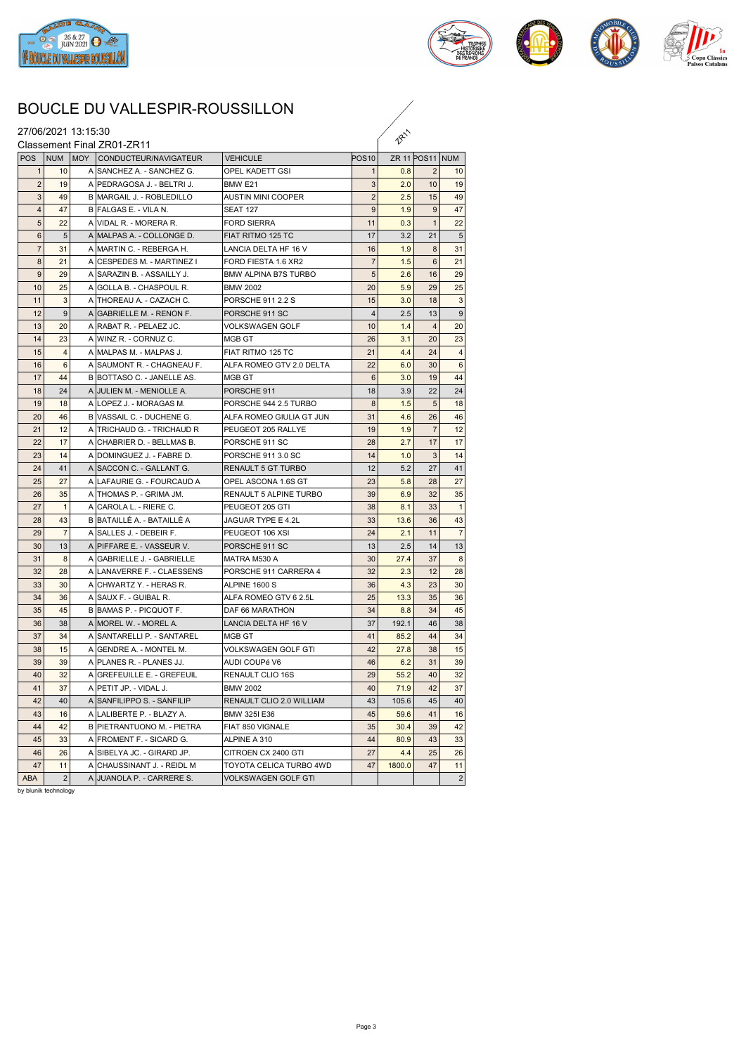# BOUCLE DU VALLESPIR-ROUSSILLON

27/06/2021 13:15:30

Classement Final ZR01-ZR11

ZR11

| POS | NUM | MOY | CONDUCTEUR/NAVIGATEUR | VEHICULE | POS10 | ZR 11 | POS11 | NUM |
|---|---|---|---|---|---|---|---|---|
| 1 | 10 | A | SANCHEZ A. - SANCHEZ G. | OPEL KADETT GSI | 1 | 0.8 | 2 | 10 |
| 2 | 19 | A | PEDRAGOSA J. - BELTRI J. | BMW E21 | 3 | 2.0 | 10 | 19 |
| 3 | 49 | B | MARGAIL J. - ROBLEDILLO | AUSTIN MINI COOPER | 2 | 2.5 | 15 | 49 |
| 4 | 47 | B | FALGAS E. - VILA N. | SEAT 127 | 9 | 1.9 | 9 | 47 |
| 5 | 22 | A | VIDAL R. - MORERA R. | FORD SIERRA | 11 | 0.3 | 1 | 22 |
| 6 | 5 | A | MALPAS A. - COLLONGE D. | FIAT RITMO 125 TC | 17 | 3.2 | 21 | 5 |
| 7 | 31 | A | MARTIN C. - REBERGA H. | LANCIA DELTA HF 16 V | 16 | 1.9 | 8 | 31 |
| 8 | 21 | A | CESPEDES M. - MARTINEZ I | FORD FIESTA 1.6 XR2 | 7 | 1.5 | 6 | 21 |
| 9 | 29 | A | SARAZIN B. - ASSAILLY J. | BMW ALPINA B7S TURBO | 5 | 2.6 | 16 | 29 |
| 10 | 25 | A | GOLLA B. - CHASPOUL R. | BMW 2002 | 20 | 5.9 | 29 | 25 |
| 11 | 3 | A | THOREAU A. - CAZACH C. | PORSCHE 911 2.2 S | 15 | 3.0 | 18 | 3 |
| 12 | 9 | A | GABRIELLE M. - RENON F. | PORSCHE 911 SC | 4 | 2.5 | 13 | 9 |
| 13 | 20 | A | RABAT R. - PELAEZ JC. | VOLKSWAGEN GOLF | 10 | 1.4 | 4 | 20 |
| 14 | 23 | A | WINZ R. - CORNUZ C. | MGB GT | 26 | 3.1 | 20 | 23 |
| 15 | 4 | A | MALPAS M. - MALPAS J. | FIAT RITMO 125 TC | 21 | 4.4 | 24 | 4 |
| 16 | 6 | A | SAUMONT R. - CHAGNEAU F. | ALFA ROMEO GTV 2.0 DELTA | 22 | 6.0 | 30 | 6 |
| 17 | 44 | B | BOTTASO C. - JANELLE AS. | MGB GT | 6 | 3.0 | 19 | 44 |
| 18 | 24 | A | JULIEN M. - MENIOLLE A. | PORSCHE 911 | 18 | 3.9 | 22 | 24 |
| 19 | 18 | A | LOPEZ J. - MORAGAS M. | PORSCHE 944 2.5 TURBO | 8 | 1.5 | 5 | 18 |
| 20 | 46 | B | VASSAIL C. - DUCHENE G. | ALFA ROMEO GIULIA GT JUN | 31 | 4.6 | 26 | 46 |
| 21 | 12 | A | TRICHAUD G. - TRICHAUD R | PEUGEOT 205 RALLYE | 19 | 1.9 | 7 | 12 |
| 22 | 17 | A | CHABRIER D. - BELLMAS B. | PORSCHE 911 SC | 28 | 2.7 | 17 | 17 |
| 23 | 14 | A | DOMINGUEZ J. - FABRE D. | PORSCHE 911 3.0 SC | 14 | 1.0 | 3 | 14 |
| 24 | 41 | A | SACCON C. - GALLANT G. | RENAULT 5 GT TURBO | 12 | 5.2 | 27 | 41 |
| 25 | 27 | A | LAFAURIE G. - FOURCAUD A | OPEL ASCONA 1.6S GT | 23 | 5.8 | 28 | 27 |
| 26 | 35 | A | THOMAS P. - GRIMA JM. | RENAULT 5 ALPINE TURBO | 39 | 6.9 | 32 | 35 |
| 27 | 1 | A | CAROLA L. - RIERE C. | PEUGEOT 205 GTI | 38 | 8.1 | 33 | 1 |
| 28 | 43 | B | BATAILLÉ A. - BATAILLÉ A | JAGUAR TYPE E 4.2L | 33 | 13.6 | 36 | 43 |
| 29 | 7 | A | SALLES J. - DEBEIR F. | PEUGEOT 106 XSI | 24 | 2.1 | 11 | 7 |
| 30 | 13 | A | PIFFARE E. - VASSEUR V. | PORSCHE 911 SC | 13 | 2.5 | 14 | 13 |
| 31 | 8 | A | GABRIELLE J. - GABRIELLE | MATRA M530 A | 30 | 27.4 | 37 | 8 |
| 32 | 28 | A | LANAVERRE F. - CLAESSENS | PORSCHE 911 CARRERA 4 | 32 | 2.3 | 12 | 28 |
| 33 | 30 | A | CHWARTZ Y. - HERAS R. | ALPINE 1600 S | 36 | 4.3 | 23 | 30 |
| 34 | 36 | A | SAUX F. - GUIBAL R. | ALFA ROMEO GTV 6 2.5L | 25 | 13.3 | 35 | 36 |
| 35 | 45 | B | BAMAS P. - PICQUOT F. | DAF 66 MARATHON | 34 | 8.8 | 34 | 45 |
| 36 | 38 | A | MOREL W. - MOREL A. | LANCIA DELTA HF 16 V | 37 | 192.1 | 46 | 38 |
| 37 | 34 | A | SANTARELLI P. - SANTAREL | MGB GT | 41 | 85.2 | 44 | 34 |
| 38 | 15 | A | GENDRE A. - MONTEL M. | VOLKSWAGEN GOLF GTI | 42 | 27.8 | 38 | 15 |
| 39 | 39 | A | PLANES R. - PLANES JJ. | AUDI COUPé V6 | 46 | 6.2 | 31 | 39 |
| 40 | 32 | A | GREFEUILLE E. - GREFEUIL | RENAULT CLIO 16S | 29 | 55.2 | 40 | 32 |
| 41 | 37 | A | PETIT JP. - VIDAL J. | BMW 2002 | 40 | 71.9 | 42 | 37 |
| 42 | 40 | A | SANFILIPPO S. - SANFILIP | RENAULT CLIO 2.0 WILLIAM | 43 | 105.6 | 45 | 40 |
| 43 | 16 | A | LALIBERTE P. - BLAZY A. | BMW 325I E36 | 45 | 59.6 | 41 | 16 |
| 44 | 42 | B | PIETRANTUONO M. - PIETRA | FIAT 850 VIGNALE | 35 | 30.4 | 39 | 42 |
| 45 | 33 | A | FROMENT F. - SICARD G. | ALPINE A 310 | 44 | 80.9 | 43 | 33 |
| 46 | 26 | A | SIBELYA JC. - GIRARD JP. | CITROEN CX 2400 GTI | 27 | 4.4 | 25 | 26 |
| 47 | 11 | A | CHAUSSINANT J. - REIDL M | TOYOTA CELICA TURBO 4WD | 47 | 1800.0 | 47 | 11 |
| ABA | 2 | A | JUANOLA P. - CARRERE S. | VOLKSWAGEN GOLF GTI | | | | 2 |

by blunik technology